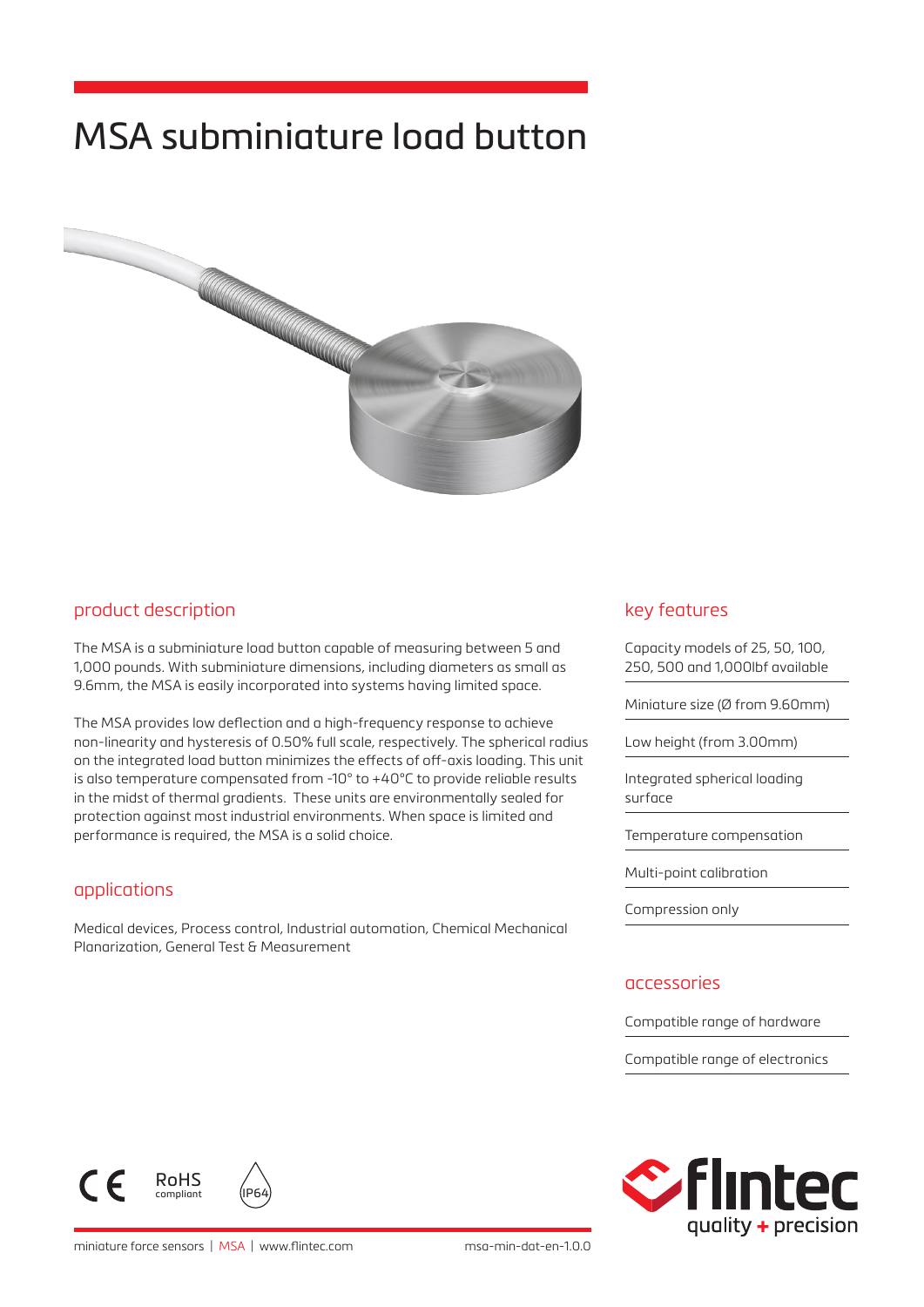# MSA subminiature load button

## product description

The MSA is a subminiature load button capable of measuring between 5 and 1,000 pounds. With subminiature dimensions, including diameters as small as 9.6mm, the MSA is easily incorporated into systems having limited space.

The MSA provides low deflection and a high-frequency response to achieve non-linearity and hysteresis of 0.50% full scale, respectively. The spherical radius on the integrated load button minimizes the effects of off-axis loading. This unit is also temperature compensated from -10° to +40°C to provide reliable results in the midst of thermal gradients. These units are environmentally sealed for protection against most industrial environments. When space is limited and performance is required, the MSA is a solid choice.

## applications

Medical devices, Process control, Industrial automation, Chemical Mechanical Planarization, General Test & Measurement

## key features

- Capacity models of 25, 50, 100, 250, 500 and 1,000lbf available
- Miniature size (Ø from 9.60mm)
- Low height (from 3.00mm)
- Integrated spherical loading surface
- Temperature compensation
- Multi-point calibration
- Compression only

## accessories

- Compatible range of hardware
- Compatible range of electronics

RoHS compliant

IP64

flintec quality + precision

miniature force sensors | MSA | www.flintec.com    msa-min-dat-en-1.0.0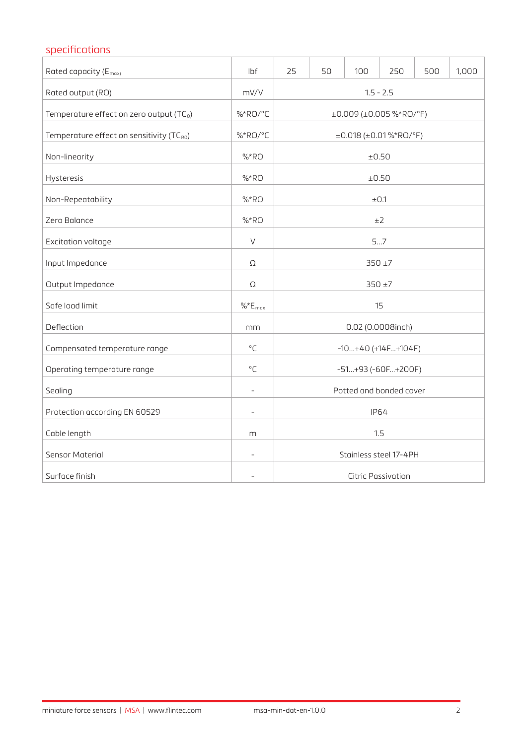## specifications

| Rated capacity ($E_{max}$) | lbf | 25 | 50 | 100 | 250 | 500 | 1,000 |
|---|---|---|---|---|---|---|---|
| Rated output (RO) | mV/V | 1.5 - 2.5 | | | | | |
| Temperature effect on zero output ($TC_0$) | %*RO/°C | ±0.009 (±0.005 %*RO/°F) | | | | | |
| Temperature effect on sensitivity ($TC_{RO}$) | %*RO/°C | ±0.018 (±0.01 %*RO/°F) | | | | | |
| Non-linearity | %*RO | ±0.50 | | | | | |
| Hysteresis | %*RO | ±0.50 | | | | | |
| Non-Repeatability | %*RO | ±0.1 | | | | | |
| Zero Balance | %*RO | ±2 | | | | | |
| Excitation voltage | V | 5...7 | | | | | |
| Input Impedance | Ω | 350 ±7 | | | | | |
| Output Impedance | Ω | 350 ±7 | | | | | |
| Safe load limit | %*$E_{max}$ | 15 | | | | | |
| Deflection | mm | 0.02 (0.0008inch) | | | | | |
| Compensated temperature range | °C | -10...+40 (+14F...+104F) | | | | | |
| Operating temperature range | °C | -51...+93 (-60F...+200F) | | | | | |
| Sealing | - | Potted and bonded cover | | | | | |
| Protection according EN 60529 | - | IP64 | | | | | |
| Cable length | m | 1.5 | | | | | |
| Sensor Material | - | Stainless steel 17-4PH | | | | | |
| Surface finish | - | Citric Passivation | | | | | |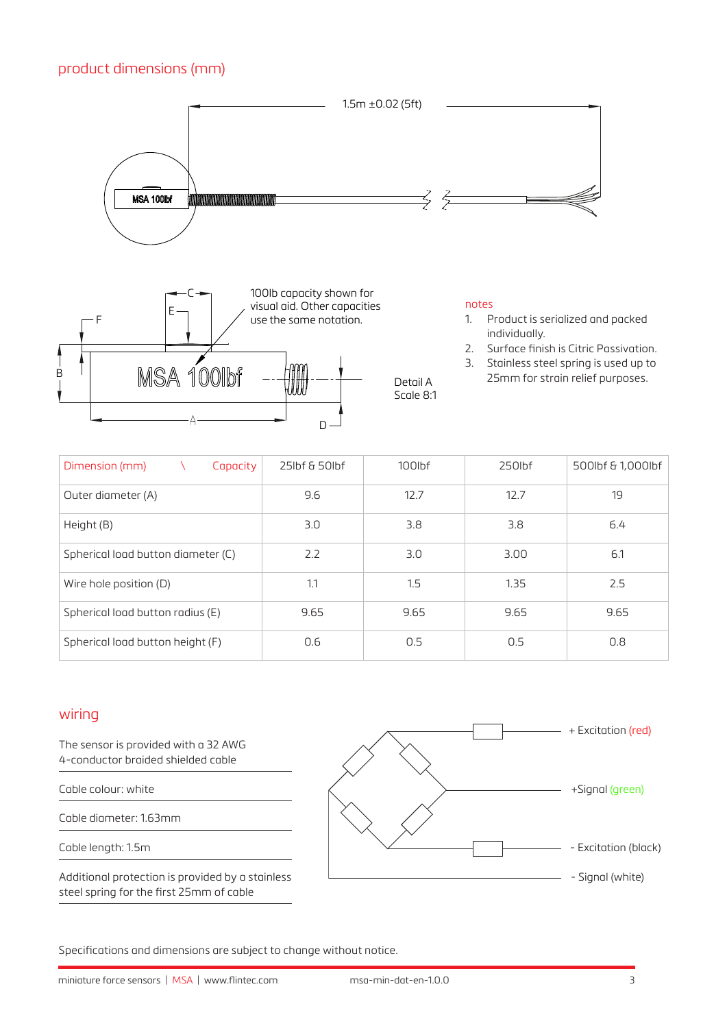## product dimensions (mm)

1.5m ±0.02 (5ft)

MSA 100lbf

100lb capacity shown for visual aid. Other capacities use the same notation.

Detail A
Scale 8:1

notes

1. Product is serialized and packed individually.
2. Surface finish is Citric Passivation.
3. Stainless steel spring is used up to 25mm for strain relief purposes.

| Dimension (mm) \ Capacity | 25lbf & 50lbf | 100lbf | 250lbf | 500lbf & 1,000lbf |
|---|---|---|---|---|
| Outer diameter (A) | 9.6 | 12.7 | 12.7 | 19 |
| Height (B) | 3.0 | 3.8 | 3.8 | 6.4 |
| Spherical load button diameter (C) | 2.2 | 3.0 | 3.00 | 6.1 |
| Wire hole position (D) | 1.1 | 1.5 | 1.35 | 2.5 |
| Spherical load button radius (E) | 9.65 | 9.65 | 9.65 | 9.65 |
| Spherical load button height (F) | 0.6 | 0.5 | 0.5 | 0.8 |

## wiring

The sensor is provided with a 32 AWG 4-conductor braided shielded cable

Cable colour: white

Cable diameter: 1.63mm

Cable length: 1.5m

Additional protection is provided by a stainless steel spring for the first 25mm of cable

+ Excitation (red)

+Signal (green)

- Excitation (black)

- Signal (white)

Specifications and dimensions are subject to change without notice.